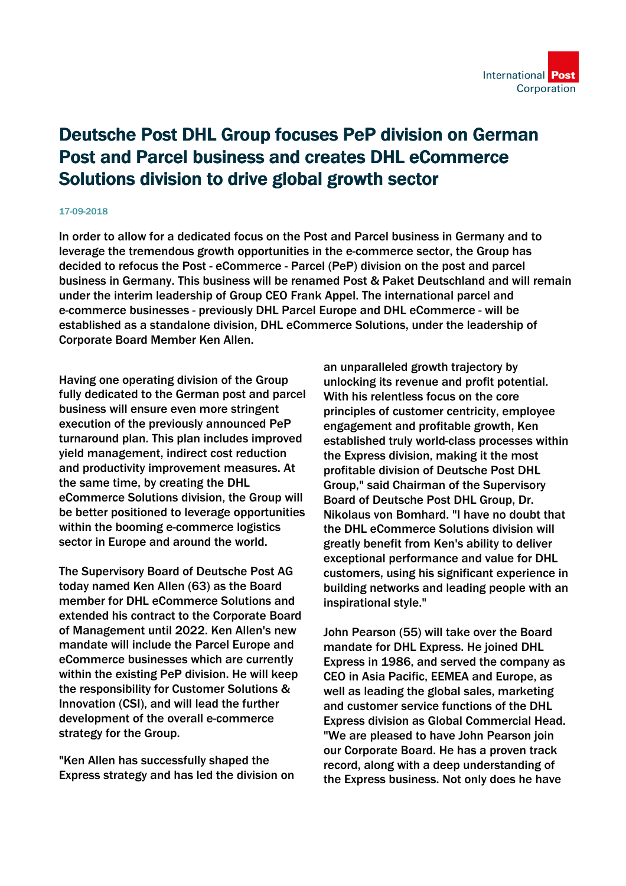# Deutsche Post DHL Group focuses PeP division on German Post and Parcel business and creates DHL eCommerce Solutions division to drive global growth sector

17-09-2018

In order to allow for a dedicated focus on the Post and Parcel business in Germany and to leverage the tremendous growth opportunities in the e-commerce sector, the Group has decided to refocus the Post - eCommerce - Parcel (PeP) division on the post and parcel business in Germany. This business will be renamed Post & Paket Deutschland and will remain under the interim leadership of Group CEO Frank Appel. The international parcel and e-commerce businesses - previously DHL Parcel Europe and DHL eCommerce - will be established as a standalone division, DHL eCommerce Solutions, under the leadership of Corporate Board Member Ken Allen.

Having one operating division of the Group fully dedicated to the German post and parcel business will ensure even more stringent execution of the previously announced PeP turnaround plan. This plan includes improved yield management, indirect cost reduction and productivity improvement measures. At the same time, by creating the DHL eCommerce Solutions division, the Group will be better positioned to leverage opportunities within the booming e-commerce logistics sector in Europe and around the world.

The Supervisory Board of Deutsche Post AG today named Ken Allen (63) as the Board member for DHL eCommerce Solutions and extended his contract to the Corporate Board of Management until 2022. Ken Allen's new mandate will include the Parcel Europe and eCommerce businesses which are currently within the existing PeP division. He will keep the responsibility for Customer Solutions & Innovation (CSI), and will lead the further development of the overall e-commerce strategy for the Group.

"Ken Allen has successfully shaped the Express strategy and has led the division on an unparalleled growth trajectory by unlocking its revenue and profit potential. With his relentless focus on the core principles of customer centricity, employee engagement and profitable growth, Ken established truly world-class processes within the Express division, making it the most profitable division of Deutsche Post DHL Group," said Chairman of the Supervisory Board of Deutsche Post DHL Group, Dr. Nikolaus von Bomhard. "I have no doubt that the DHL eCommerce Solutions division will greatly benefit from Ken's ability to deliver exceptional performance and value for DHL customers, using his significant experience in building networks and leading people with an inspirational style."

John Pearson (55) will take over the Board mandate for DHL Express. He joined DHL Express in 1986, and served the company as CEO in Asia Pacific, EEMEA and Europe, as well as leading the global sales, marketing and customer service functions of the DHL Express division as Global Commercial Head. "We are pleased to have John Pearson join our Corporate Board. He has a proven track record, along with a deep understanding of the Express business. Not only does he have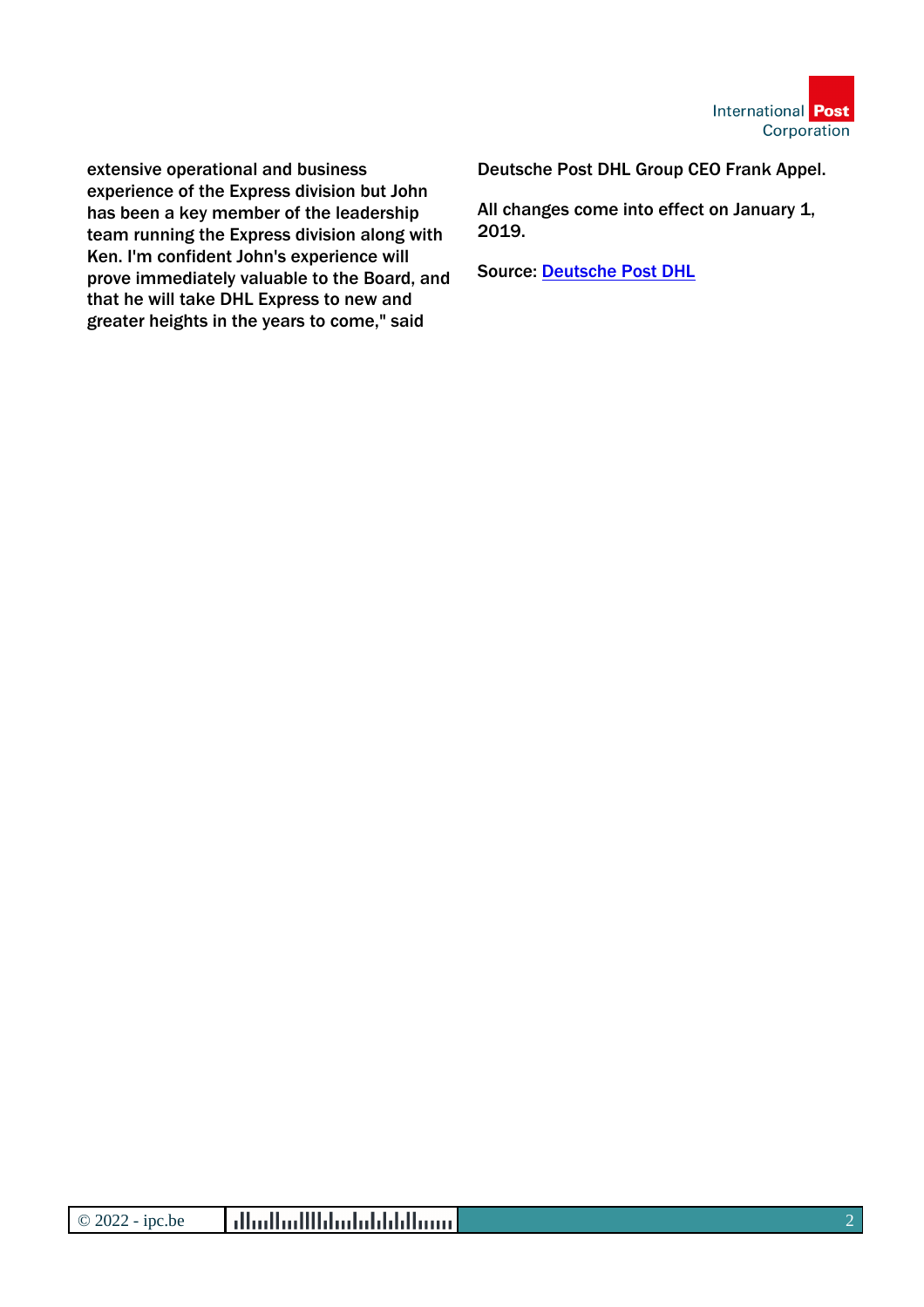extensive operational and business experience of the Express division but John has been a key member of the leadership team running the Express division along with Ken. I'm confident John's experience will prove immediately valuable to the Board, and that he will take DHL Express to new and greater heights in the years to come," said Deutsche Post DHL Group CEO Frank Appel.

All changes come into effect on January 1, 2019.

Source: Deutsche Post DHL